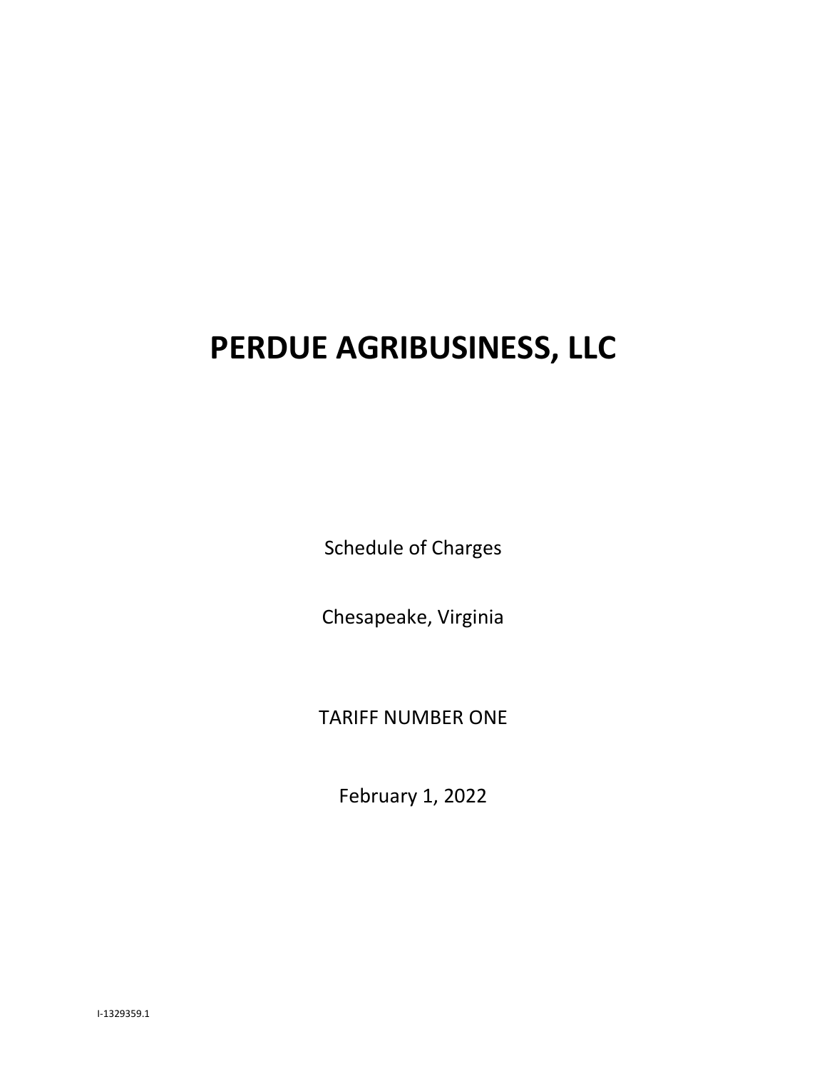# PERDUE AGRIBUSINESS, LLC

Schedule of Charges

Chesapeake, Virginia

TARIFF NUMBER ONE

February 1, 2022

I-1329359.1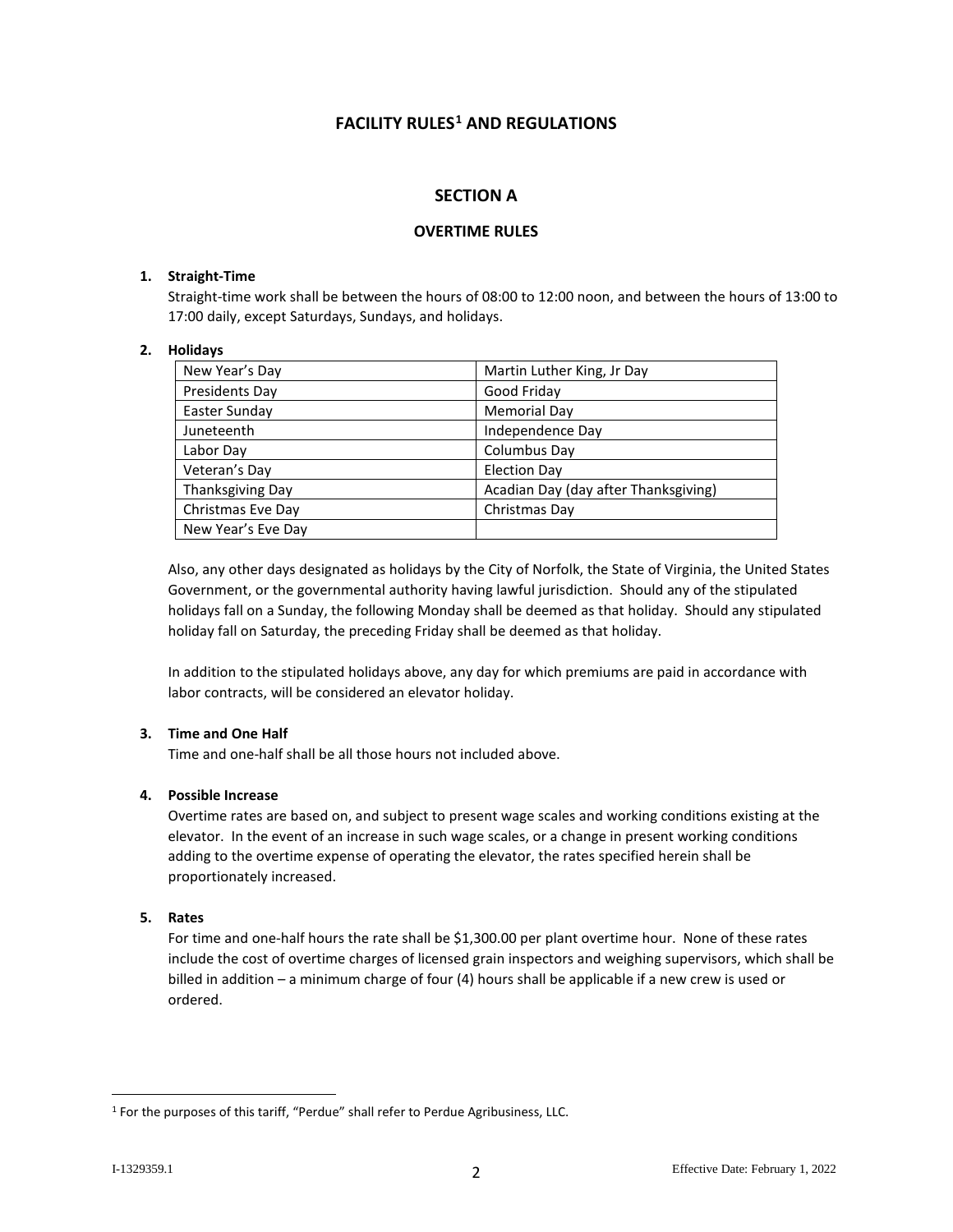# FACILITY RULES[1] AND REGULATIONS

## SECTION A

### OVERTIME RULES

1. **Straight-Time**
   Straight-time work shall be between the hours of 08:00 to 12:00 noon, and between the hours of 13:00 to 17:00 daily, except Saturdays, Sundays, and holidays.

2. **Holidays**

| | |
|---|---|
| New Year's Day | Martin Luther King, Jr Day |
| Presidents Day | Good Friday |
| Easter Sunday | Memorial Day |
| Juneteenth | Independence Day |
| Labor Day | Columbus Day |
| Veteran's Day | Election Day |
| Thanksgiving Day | Acadian Day (day after Thanksgiving) |
| Christmas Eve Day | Christmas Day |
| New Year's Eve Day | |

   Also, any other days designated as holidays by the City of Norfolk, the State of Virginia, the United States Government, or the governmental authority having lawful jurisdiction. Should any of the stipulated holidays fall on a Sunday, the following Monday shall be deemed as that holiday. Should any stipulated holiday fall on Saturday, the preceding Friday shall be deemed as that holiday.

   In addition to the stipulated holidays above, any day for which premiums are paid in accordance with labor contracts, will be considered an elevator holiday.

3. **Time and One Half**
   Time and one-half shall be all those hours not included above.

4. **Possible Increase**
   Overtime rates are based on, and subject to present wage scales and working conditions existing at the elevator. In the event of an increase in such wage scales, or a change in present working conditions adding to the overtime expense of operating the elevator, the rates specified herein shall be proportionately increased.

5. **Rates**
   For time and one-half hours the rate shall be $1,300.00 per plant overtime hour. None of these rates include the cost of overtime charges of licensed grain inspectors and weighing supervisors, which shall be billed in addition – a minimum charge of four (4) hours shall be applicable if a new crew is used or ordered.

[1] For the purposes of this tariff, "Perdue" shall refer to Perdue Agribusiness, LLC.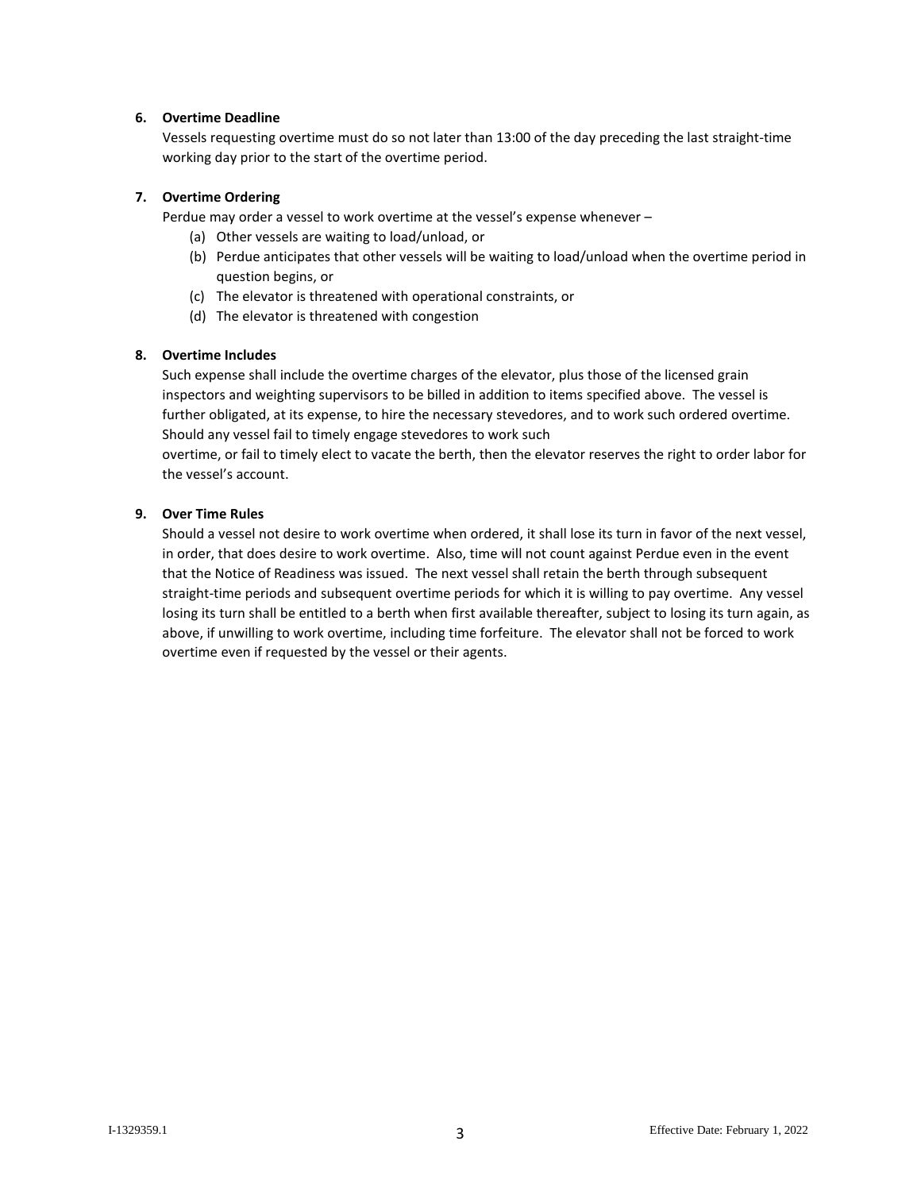**6. Overtime Deadline**

Vessels requesting overtime must do so not later than 13:00 of the day preceding the last straight-time working day prior to the start of the overtime period.

**7. Overtime Ordering**

Perdue may order a vessel to work overtime at the vessel's expense whenever –

(a) Other vessels are waiting to load/unload, or
(b) Perdue anticipates that other vessels will be waiting to load/unload when the overtime period in question begins, or
(c) The elevator is threatened with operational constraints, or
(d) The elevator is threatened with congestion

**8. Overtime Includes**

Such expense shall include the overtime charges of the elevator, plus those of the licensed grain inspectors and weighting supervisors to be billed in addition to items specified above. The vessel is further obligated, at its expense, to hire the necessary stevedores, and to work such ordered overtime. Should any vessel fail to timely engage stevedores to work such overtime, or fail to timely elect to vacate the berth, then the elevator reserves the right to order labor for the vessel's account.

**9. Over Time Rules**

Should a vessel not desire to work overtime when ordered, it shall lose its turn in favor of the next vessel, in order, that does desire to work overtime. Also, time will not count against Perdue even in the event that the Notice of Readiness was issued. The next vessel shall retain the berth through subsequent straight-time periods and subsequent overtime periods for which it is willing to pay overtime. Any vessel losing its turn shall be entitled to a berth when first available thereafter, subject to losing its turn again, as above, if unwilling to work overtime, including time forfeiture. The elevator shall not be forced to work overtime even if requested by the vessel or their agents.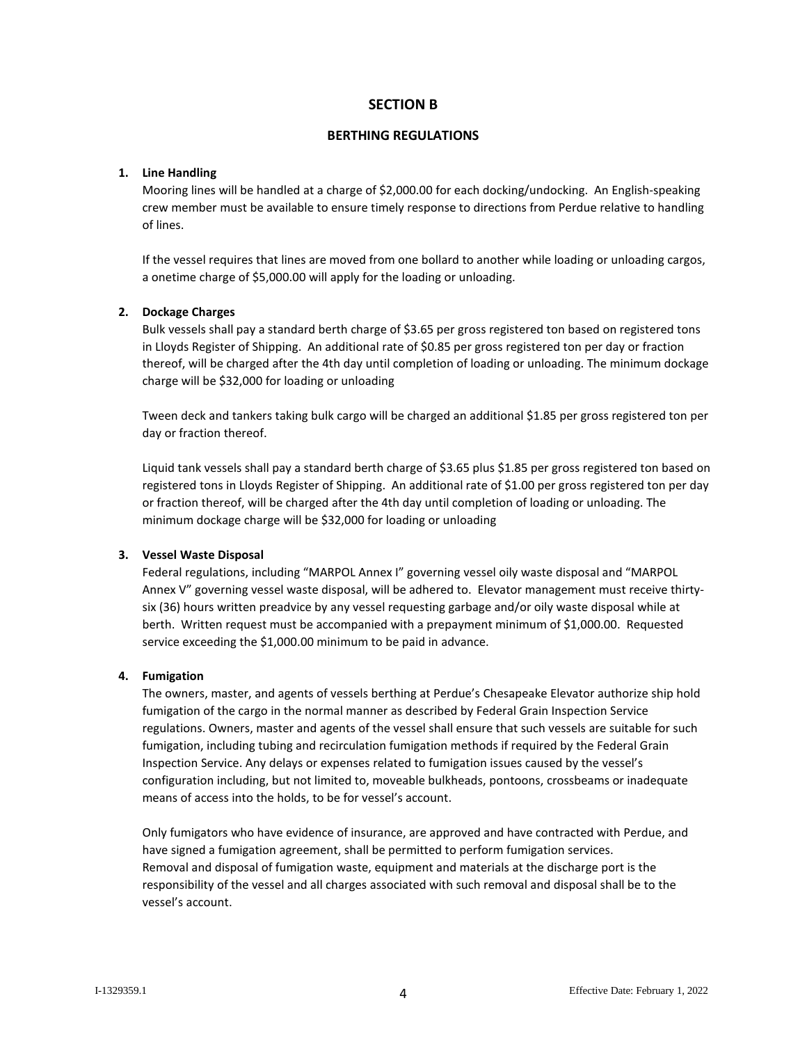## SECTION B

### BERTHING REGULATIONS

1. **Line Handling**

   Mooring lines will be handled at a charge of $2,000.00 for each docking/undocking. An English-speaking crew member must be available to ensure timely response to directions from Perdue relative to handling of lines.

   If the vessel requires that lines are moved from one bollard to another while loading or unloading cargos, a onetime charge of $5,000.00 will apply for the loading or unloading.

2. **Dockage Charges**

   Bulk vessels shall pay a standard berth charge of $3.65 per gross registered ton based on registered tons in Lloyds Register of Shipping. An additional rate of $0.85 per gross registered ton per day or fraction thereof, will be charged after the 4th day until completion of loading or unloading. The minimum dockage charge will be $32,000 for loading or unloading

   Tween deck and tankers taking bulk cargo will be charged an additional $1.85 per gross registered ton per day or fraction thereof.

   Liquid tank vessels shall pay a standard berth charge of $3.65 plus $1.85 per gross registered ton based on registered tons in Lloyds Register of Shipping. An additional rate of $1.00 per gross registered ton per day or fraction thereof, will be charged after the 4th day until completion of loading or unloading. The minimum dockage charge will be $32,000 for loading or unloading

3. **Vessel Waste Disposal**

   Federal regulations, including "MARPOL Annex I" governing vessel oily waste disposal and "MARPOL Annex V" governing vessel waste disposal, will be adhered to. Elevator management must receive thirty-six (36) hours written preadvice by any vessel requesting garbage and/or oily waste disposal while at berth. Written request must be accompanied with a prepayment minimum of $1,000.00. Requested service exceeding the $1,000.00 minimum to be paid in advance.

4. **Fumigation**

   The owners, master, and agents of vessels berthing at Perdue's Chesapeake Elevator authorize ship hold fumigation of the cargo in the normal manner as described by Federal Grain Inspection Service regulations. Owners, master and agents of the vessel shall ensure that such vessels are suitable for such fumigation, including tubing and recirculation fumigation methods if required by the Federal Grain Inspection Service. Any delays or expenses related to fumigation issues caused by the vessel's configuration including, but not limited to, moveable bulkheads, pontoons, crossbeams or inadequate means of access into the holds, to be for vessel's account.

   Only fumigators who have evidence of insurance, are approved and have contracted with Perdue, and have signed a fumigation agreement, shall be permitted to perform fumigation services.
   Removal and disposal of fumigation waste, equipment and materials at the discharge port is the responsibility of the vessel and all charges associated with such removal and disposal shall be to the vessel's account.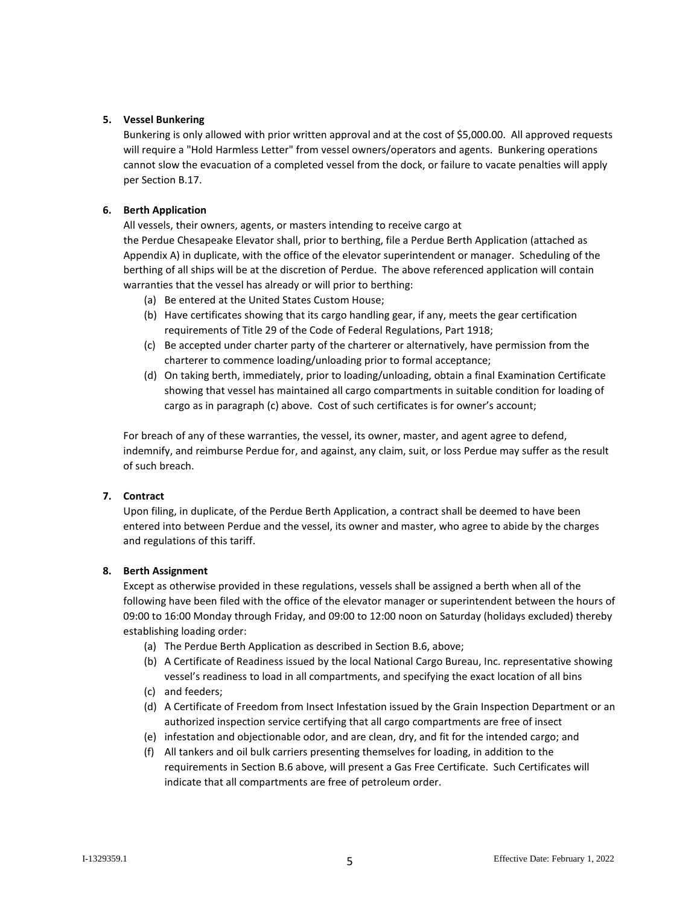**5. Vessel Bunkering**

Bunkering is only allowed with prior written approval and at the cost of $5,000.00. All approved requests will require a "Hold Harmless Letter" from vessel owners/operators and agents. Bunkering operations cannot slow the evacuation of a completed vessel from the dock, or failure to vacate penalties will apply per Section B.17.

**6. Berth Application**

All vessels, their owners, agents, or masters intending to receive cargo at the Perdue Chesapeake Elevator shall, prior to berthing, file a Perdue Berth Application (attached as Appendix A) in duplicate, with the office of the elevator superintendent or manager. Scheduling of the berthing of all ships will be at the discretion of Perdue. The above referenced application will contain warranties that the vessel has already or will prior to berthing:

(a) Be entered at the United States Custom House;
(b) Have certificates showing that its cargo handling gear, if any, meets the gear certification requirements of Title 29 of the Code of Federal Regulations, Part 1918;
(c) Be accepted under charter party of the charterer or alternatively, have permission from the charterer to commence loading/unloading prior to formal acceptance;
(d) On taking berth, immediately, prior to loading/unloading, obtain a final Examination Certificate showing that vessel has maintained all cargo compartments in suitable condition for loading of cargo as in paragraph (c) above. Cost of such certificates is for owner's account;

For breach of any of these warranties, the vessel, its owner, master, and agent agree to defend, indemnify, and reimburse Perdue for, and against, any claim, suit, or loss Perdue may suffer as the result of such breach.

**7. Contract**

Upon filing, in duplicate, of the Perdue Berth Application, a contract shall be deemed to have been entered into between Perdue and the vessel, its owner and master, who agree to abide by the charges and regulations of this tariff.

**8. Berth Assignment**

Except as otherwise provided in these regulations, vessels shall be assigned a berth when all of the following have been filed with the office of the elevator manager or superintendent between the hours of 09:00 to 16:00 Monday through Friday, and 09:00 to 12:00 noon on Saturday (holidays excluded) thereby establishing loading order:

(a) The Perdue Berth Application as described in Section B.6, above;
(b) A Certificate of Readiness issued by the local National Cargo Bureau, Inc. representative showing vessel's readiness to load in all compartments, and specifying the exact location of all bins
(c) and feeders;
(d) A Certificate of Freedom from Insect Infestation issued by the Grain Inspection Department or an authorized inspection service certifying that all cargo compartments are free of insect
(e) infestation and objectionable odor, and are clean, dry, and fit for the intended cargo; and
(f) All tankers and oil bulk carriers presenting themselves for loading, in addition to the requirements in Section B.6 above, will present a Gas Free Certificate. Such Certificates will indicate that all compartments are free of petroleum order.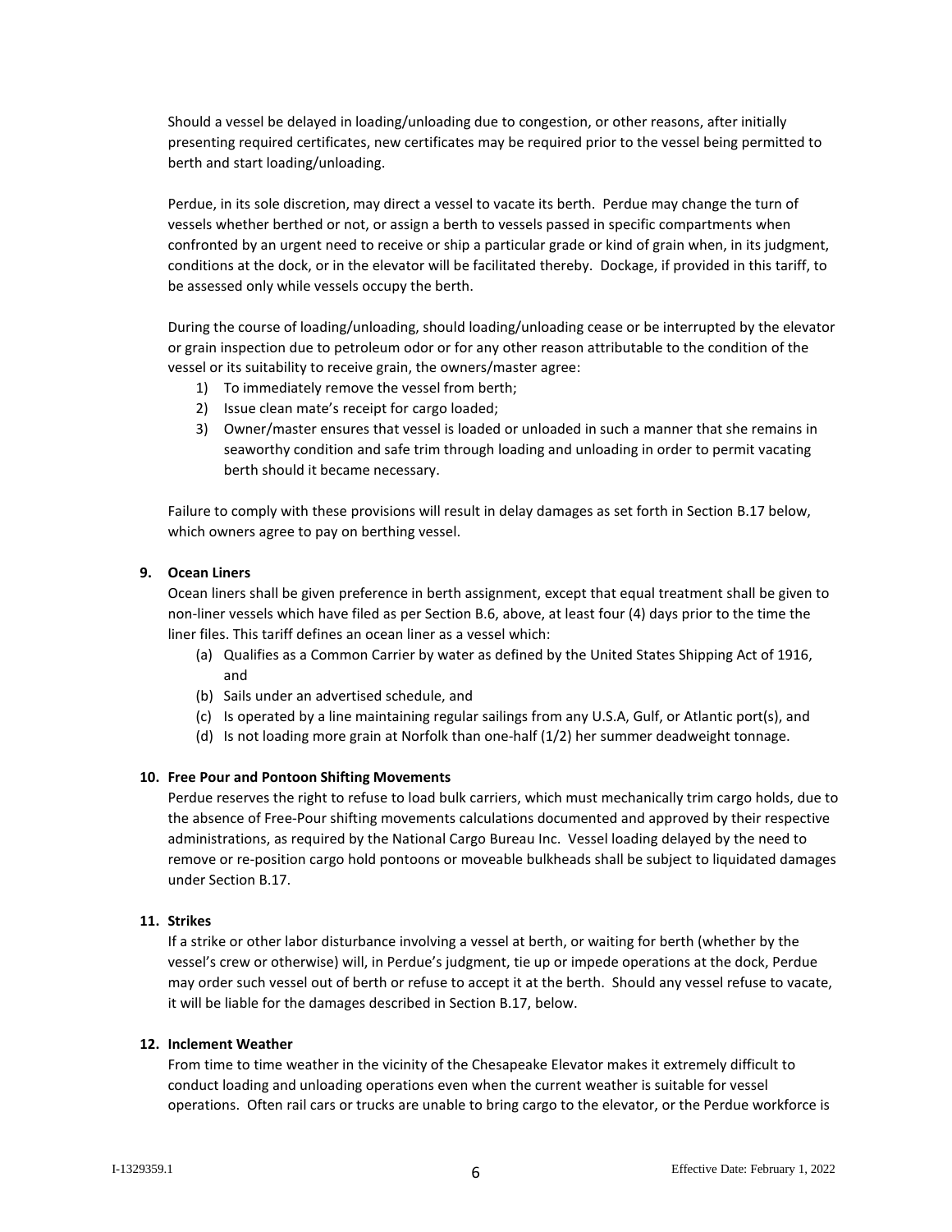Should a vessel be delayed in loading/unloading due to congestion, or other reasons, after initially presenting required certificates, new certificates may be required prior to the vessel being permitted to berth and start loading/unloading.

Perdue, in its sole discretion, may direct a vessel to vacate its berth. Perdue may change the turn of vessels whether berthed or not, or assign a berth to vessels passed in specific compartments when confronted by an urgent need to receive or ship a particular grade or kind of grain when, in its judgment, conditions at the dock, or in the elevator will be facilitated thereby. Dockage, if provided in this tariff, to be assessed only while vessels occupy the berth.

During the course of loading/unloading, should loading/unloading cease or be interrupted by the elevator or grain inspection due to petroleum odor or for any other reason attributable to the condition of the vessel or its suitability to receive grain, the owners/master agree:

1) To immediately remove the vessel from berth;
2) Issue clean mate's receipt for cargo loaded;
3) Owner/master ensures that vessel is loaded or unloaded in such a manner that she remains in seaworthy condition and safe trim through loading and unloading in order to permit vacating berth should it became necessary.

Failure to comply with these provisions will result in delay damages as set forth in Section B.17 below, which owners agree to pay on berthing vessel.

**9. Ocean Liners**

Ocean liners shall be given preference in berth assignment, except that equal treatment shall be given to non-liner vessels which have filed as per Section B.6, above, at least four (4) days prior to the time the liner files. This tariff defines an ocean liner as a vessel which:

(a) Qualifies as a Common Carrier by water as defined by the United States Shipping Act of 1916, and
(b) Sails under an advertised schedule, and
(c) Is operated by a line maintaining regular sailings from any U.S.A, Gulf, or Atlantic port(s), and
(d) Is not loading more grain at Norfolk than one-half (1/2) her summer deadweight tonnage.

**10. Free Pour and Pontoon Shifting Movements**

Perdue reserves the right to refuse to load bulk carriers, which must mechanically trim cargo holds, due to the absence of Free-Pour shifting movements calculations documented and approved by their respective administrations, as required by the National Cargo Bureau Inc. Vessel loading delayed by the need to remove or re-position cargo hold pontoons or moveable bulkheads shall be subject to liquidated damages under Section B.17.

**11. Strikes**

If a strike or other labor disturbance involving a vessel at berth, or waiting for berth (whether by the vessel's crew or otherwise) will, in Perdue's judgment, tie up or impede operations at the dock, Perdue may order such vessel out of berth or refuse to accept it at the berth. Should any vessel refuse to vacate, it will be liable for the damages described in Section B.17, below.

**12. Inclement Weather**

From time to time weather in the vicinity of the Chesapeake Elevator makes it extremely difficult to conduct loading and unloading operations even when the current weather is suitable for vessel operations. Often rail cars or trucks are unable to bring cargo to the elevator, or the Perdue workforce is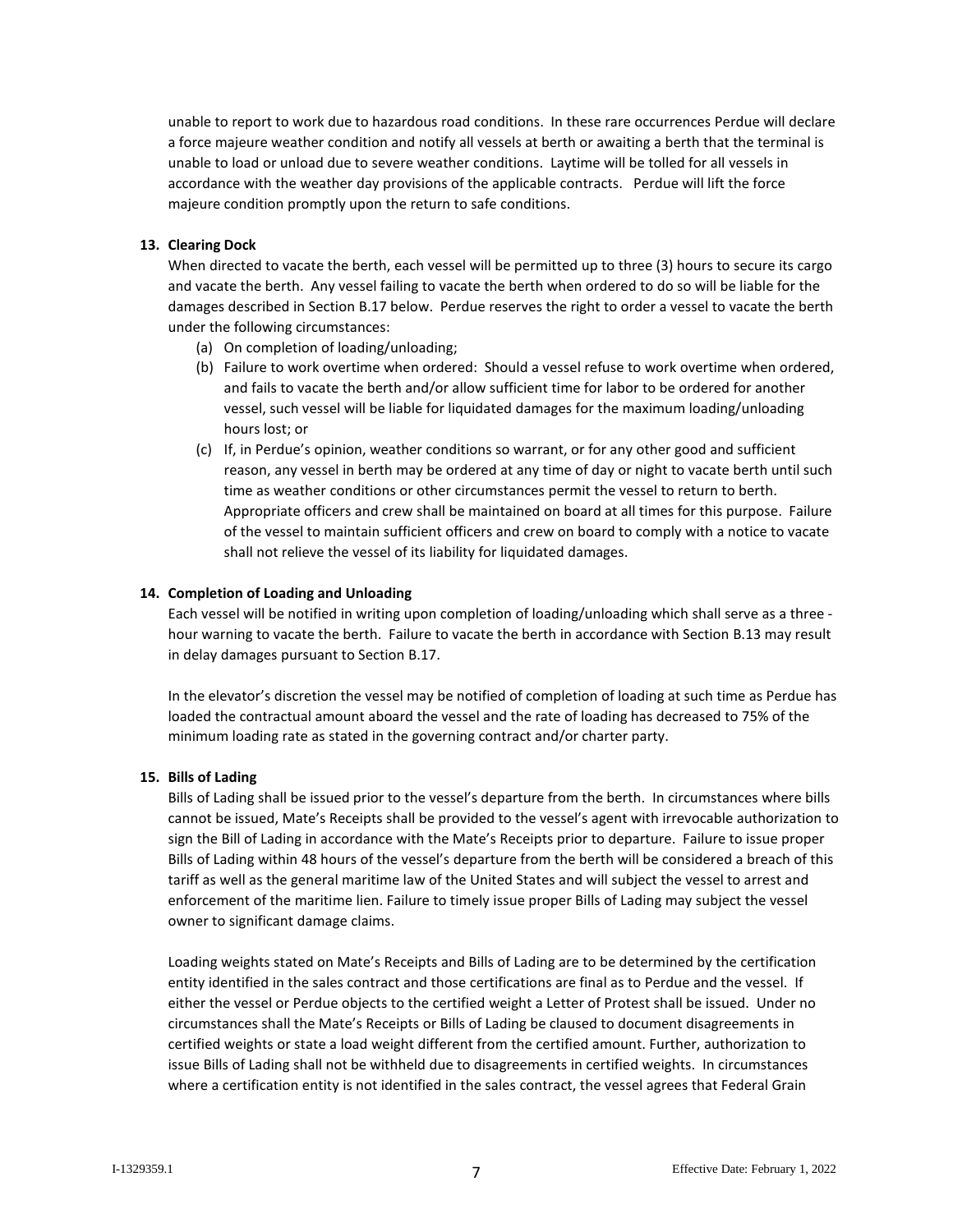unable to report to work due to hazardous road conditions. In these rare occurrences Perdue will declare a force majeure weather condition and notify all vessels at berth or awaiting a berth that the terminal is unable to load or unload due to severe weather conditions. Laytime will be tolled for all vessels in accordance with the weather day provisions of the applicable contracts. Perdue will lift the force majeure condition promptly upon the return to safe conditions.

**13. Clearing Dock**

When directed to vacate the berth, each vessel will be permitted up to three (3) hours to secure its cargo and vacate the berth. Any vessel failing to vacate the berth when ordered to do so will be liable for the damages described in Section B.17 below. Perdue reserves the right to order a vessel to vacate the berth under the following circumstances:

(a) On completion of loading/unloading;

(b) Failure to work overtime when ordered: Should a vessel refuse to work overtime when ordered, and fails to vacate the berth and/or allow sufficient time for labor to be ordered for another vessel, such vessel will be liable for liquidated damages for the maximum loading/unloading hours lost; or

(c) If, in Perdue's opinion, weather conditions so warrant, or for any other good and sufficient reason, any vessel in berth may be ordered at any time of day or night to vacate berth until such time as weather conditions or other circumstances permit the vessel to return to berth. Appropriate officers and crew shall be maintained on board at all times for this purpose. Failure of the vessel to maintain sufficient officers and crew on board to comply with a notice to vacate shall not relieve the vessel of its liability for liquidated damages.

**14. Completion of Loading and Unloading**

Each vessel will be notified in writing upon completion of loading/unloading which shall serve as a three - hour warning to vacate the berth. Failure to vacate the berth in accordance with Section B.13 may result in delay damages pursuant to Section B.17.

In the elevator's discretion the vessel may be notified of completion of loading at such time as Perdue has loaded the contractual amount aboard the vessel and the rate of loading has decreased to 75% of the minimum loading rate as stated in the governing contract and/or charter party.

**15. Bills of Lading**

Bills of Lading shall be issued prior to the vessel's departure from the berth. In circumstances where bills cannot be issued, Mate's Receipts shall be provided to the vessel's agent with irrevocable authorization to sign the Bill of Lading in accordance with the Mate's Receipts prior to departure. Failure to issue proper Bills of Lading within 48 hours of the vessel's departure from the berth will be considered a breach of this tariff as well as the general maritime law of the United States and will subject the vessel to arrest and enforcement of the maritime lien. Failure to timely issue proper Bills of Lading may subject the vessel owner to significant damage claims.

Loading weights stated on Mate's Receipts and Bills of Lading are to be determined by the certification entity identified in the sales contract and those certifications are final as to Perdue and the vessel. If either the vessel or Perdue objects to the certified weight a Letter of Protest shall be issued. Under no circumstances shall the Mate's Receipts or Bills of Lading be claused to document disagreements in certified weights or state a load weight different from the certified amount. Further, authorization to issue Bills of Lading shall not be withheld due to disagreements in certified weights. In circumstances where a certification entity is not identified in the sales contract, the vessel agrees that Federal Grain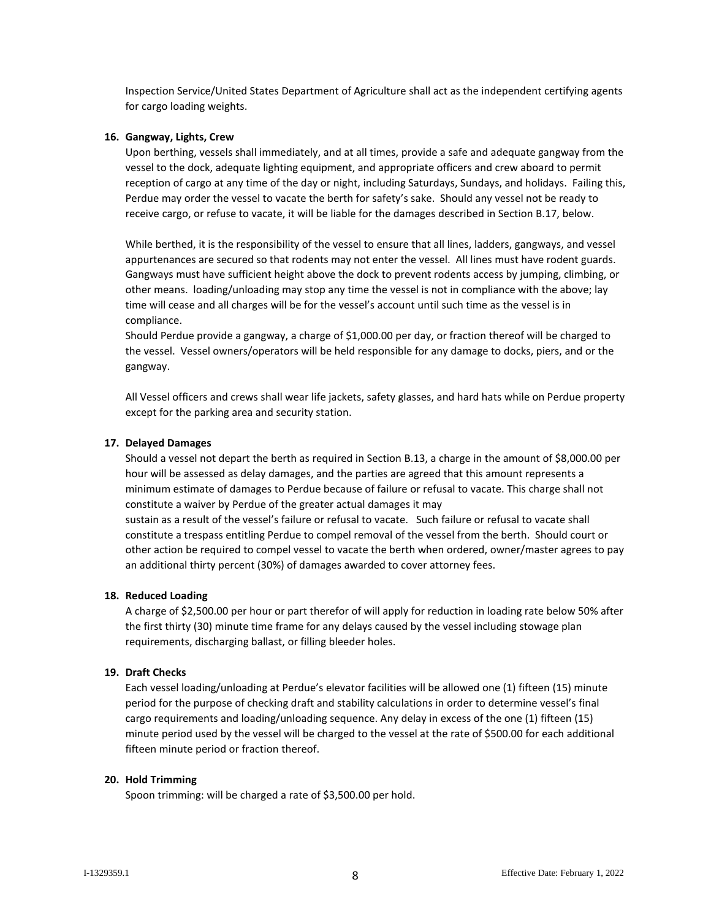Inspection Service/United States Department of Agriculture shall act as the independent certifying agents for cargo loading weights.

**16. Gangway, Lights, Crew**

Upon berthing, vessels shall immediately, and at all times, provide a safe and adequate gangway from the vessel to the dock, adequate lighting equipment, and appropriate officers and crew aboard to permit reception of cargo at any time of the day or night, including Saturdays, Sundays, and holidays. Failing this, Perdue may order the vessel to vacate the berth for safety's sake. Should any vessel not be ready to receive cargo, or refuse to vacate, it will be liable for the damages described in Section B.17, below.

While berthed, it is the responsibility of the vessel to ensure that all lines, ladders, gangways, and vessel appurtenances are secured so that rodents may not enter the vessel. All lines must have rodent guards. Gangways must have sufficient height above the dock to prevent rodents access by jumping, climbing, or other means. loading/unloading may stop any time the vessel is not in compliance with the above; lay time will cease and all charges will be for the vessel's account until such time as the vessel is in compliance.

Should Perdue provide a gangway, a charge of $1,000.00 per day, or fraction thereof will be charged to the vessel. Vessel owners/operators will be held responsible for any damage to docks, piers, and or the gangway.

All Vessel officers and crews shall wear life jackets, safety glasses, and hard hats while on Perdue property except for the parking area and security station.

**17. Delayed Damages**

Should a vessel not depart the berth as required in Section B.13, a charge in the amount of $8,000.00 per hour will be assessed as delay damages, and the parties are agreed that this amount represents a minimum estimate of damages to Perdue because of failure or refusal to vacate. This charge shall not constitute a waiver by Perdue of the greater actual damages it may sustain as a result of the vessel's failure or refusal to vacate. Such failure or refusal to vacate shall constitute a trespass entitling Perdue to compel removal of the vessel from the berth. Should court or other action be required to compel vessel to vacate the berth when ordered, owner/master agrees to pay an additional thirty percent (30%) of damages awarded to cover attorney fees.

**18. Reduced Loading**

A charge of $2,500.00 per hour or part therefor of will apply for reduction in loading rate below 50% after the first thirty (30) minute time frame for any delays caused by the vessel including stowage plan requirements, discharging ballast, or filling bleeder holes.

**19. Draft Checks**

Each vessel loading/unloading at Perdue's elevator facilities will be allowed one (1) fifteen (15) minute period for the purpose of checking draft and stability calculations in order to determine vessel's final cargo requirements and loading/unloading sequence. Any delay in excess of the one (1) fifteen (15) minute period used by the vessel will be charged to the vessel at the rate of $500.00 for each additional fifteen minute period or fraction thereof.

**20. Hold Trimming**

Spoon trimming: will be charged a rate of $3,500.00 per hold.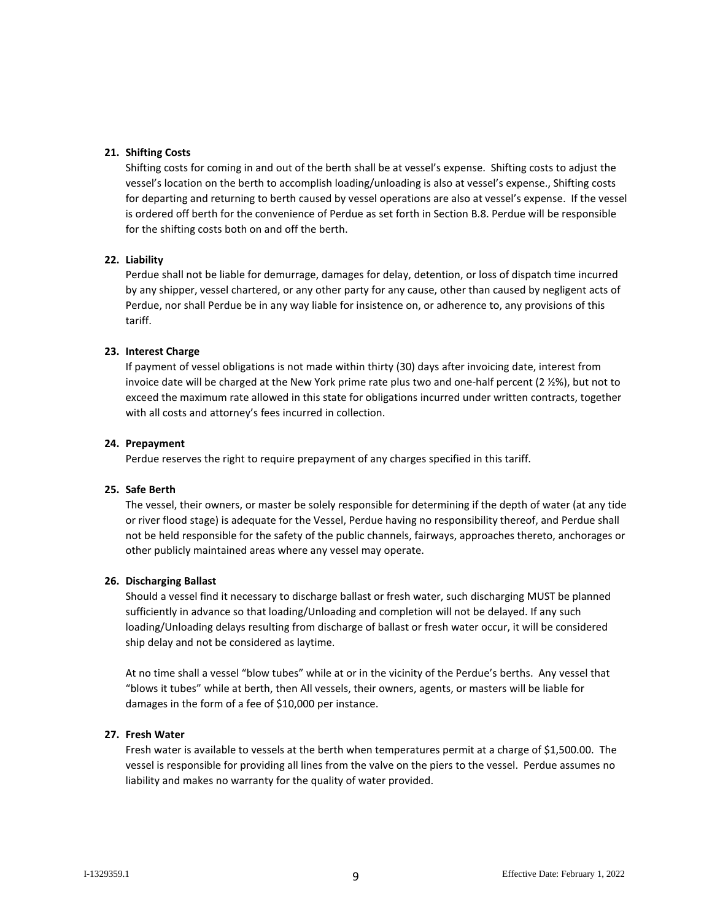**21. Shifting Costs**

Shifting costs for coming in and out of the berth shall be at vessel's expense. Shifting costs to adjust the vessel's location on the berth to accomplish loading/unloading is also at vessel's expense., Shifting costs for departing and returning to berth caused by vessel operations are also at vessel's expense. If the vessel is ordered off berth for the convenience of Perdue as set forth in Section B.8. Perdue will be responsible for the shifting costs both on and off the berth.

**22. Liability**

Perdue shall not be liable for demurrage, damages for delay, detention, or loss of dispatch time incurred by any shipper, vessel chartered, or any other party for any cause, other than caused by negligent acts of Perdue, nor shall Perdue be in any way liable for insistence on, or adherence to, any provisions of this tariff.

**23. Interest Charge**

If payment of vessel obligations is not made within thirty (30) days after invoicing date, interest from invoice date will be charged at the New York prime rate plus two and one-half percent (2 ½%), but not to exceed the maximum rate allowed in this state for obligations incurred under written contracts, together with all costs and attorney's fees incurred in collection.

**24. Prepayment**

Perdue reserves the right to require prepayment of any charges specified in this tariff.

**25. Safe Berth**

The vessel, their owners, or master be solely responsible for determining if the depth of water (at any tide or river flood stage) is adequate for the Vessel, Perdue having no responsibility thereof, and Perdue shall not be held responsible for the safety of the public channels, fairways, approaches thereto, anchorages or other publicly maintained areas where any vessel may operate.

**26. Discharging Ballast**

Should a vessel find it necessary to discharge ballast or fresh water, such discharging MUST be planned sufficiently in advance so that loading/Unloading and completion will not be delayed. If any such loading/Unloading delays resulting from discharge of ballast or fresh water occur, it will be considered ship delay and not be considered as laytime.

At no time shall a vessel "blow tubes" while at or in the vicinity of the Perdue's berths. Any vessel that "blows it tubes" while at berth, then All vessels, their owners, agents, or masters will be liable for damages in the form of a fee of $10,000 per instance.

**27. Fresh Water**

Fresh water is available to vessels at the berth when temperatures permit at a charge of $1,500.00. The vessel is responsible for providing all lines from the valve on the piers to the vessel. Perdue assumes no liability and makes no warranty for the quality of water provided.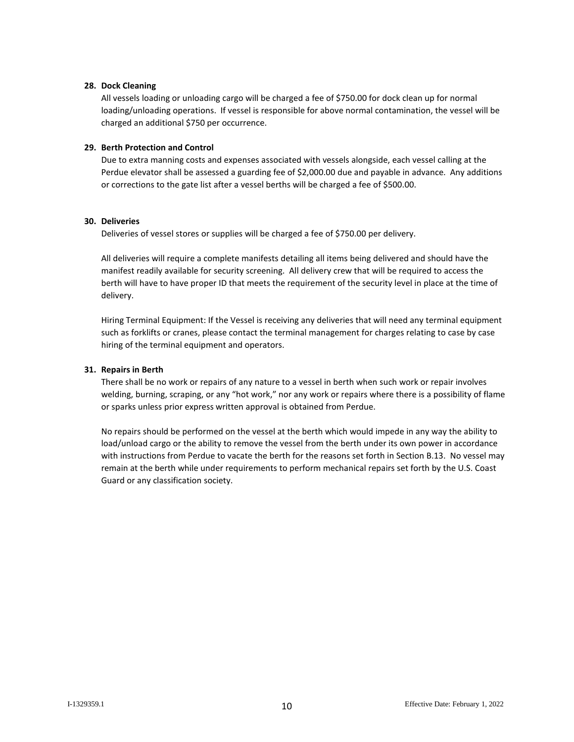**28. Dock Cleaning**

All vessels loading or unloading cargo will be charged a fee of $750.00 for dock clean up for normal loading/unloading operations. If vessel is responsible for above normal contamination, the vessel will be charged an additional $750 per occurrence.

**29. Berth Protection and Control**

Due to extra manning costs and expenses associated with vessels alongside, each vessel calling at the Perdue elevator shall be assessed a guarding fee of $2,000.00 due and payable in advance. Any additions or corrections to the gate list after a vessel berths will be charged a fee of $500.00.

**30. Deliveries**

Deliveries of vessel stores or supplies will be charged a fee of $750.00 per delivery.

All deliveries will require a complete manifests detailing all items being delivered and should have the manifest readily available for security screening. All delivery crew that will be required to access the berth will have to have proper ID that meets the requirement of the security level in place at the time of delivery.

Hiring Terminal Equipment: If the Vessel is receiving any deliveries that will need any terminal equipment such as forklifts or cranes, please contact the terminal management for charges relating to case by case hiring of the terminal equipment and operators.

**31. Repairs in Berth**

There shall be no work or repairs of any nature to a vessel in berth when such work or repair involves welding, burning, scraping, or any "hot work," nor any work or repairs where there is a possibility of flame or sparks unless prior express written approval is obtained from Perdue.

No repairs should be performed on the vessel at the berth which would impede in any way the ability to load/unload cargo or the ability to remove the vessel from the berth under its own power in accordance with instructions from Perdue to vacate the berth for the reasons set forth in Section B.13. No vessel may remain at the berth while under requirements to perform mechanical repairs set forth by the U.S. Coast Guard or any classification society.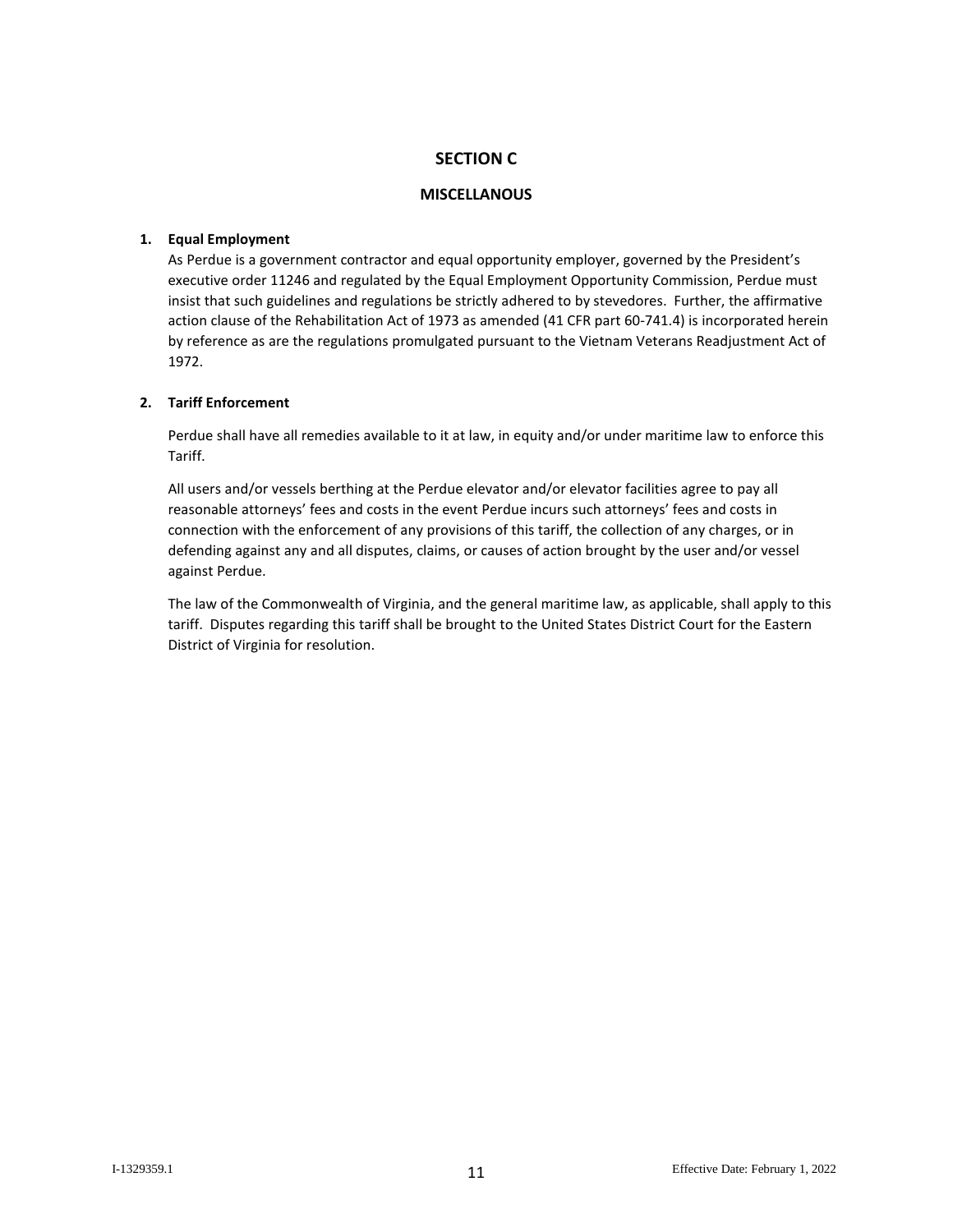# SECTION C

## MISCELLANOUS

**1. Equal Employment**

As Perdue is a government contractor and equal opportunity employer, governed by the President's executive order 11246 and regulated by the Equal Employment Opportunity Commission, Perdue must insist that such guidelines and regulations be strictly adhered to by stevedores. Further, the affirmative action clause of the Rehabilitation Act of 1973 as amended (41 CFR part 60-741.4) is incorporated herein by reference as are the regulations promulgated pursuant to the Vietnam Veterans Readjustment Act of 1972.

**2. Tariff Enforcement**

Perdue shall have all remedies available to it at law, in equity and/or under maritime law to enforce this Tariff.

All users and/or vessels berthing at the Perdue elevator and/or elevator facilities agree to pay all reasonable attorneys' fees and costs in the event Perdue incurs such attorneys' fees and costs in connection with the enforcement of any provisions of this tariff, the collection of any charges, or in defending against any and all disputes, claims, or causes of action brought by the user and/or vessel against Perdue.

The law of the Commonwealth of Virginia, and the general maritime law, as applicable, shall apply to this tariff. Disputes regarding this tariff shall be brought to the United States District Court for the Eastern District of Virginia for resolution.